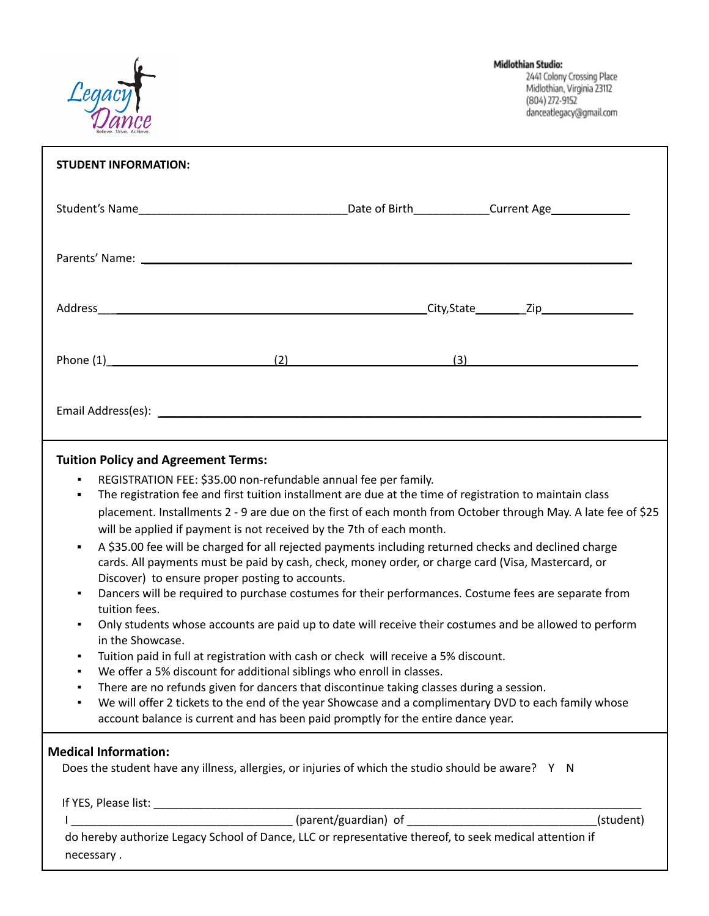Legacy Dance
Believe. Strive. Achieve.

**Midlothian Studio:**
2441 Colony Crossing Place
Midlothian, Virginia 23112
(804) 272-9152
danceatlegacy@gmail.com

**STUDENT INFORMATION:**

Student's Name________________________________Date of Birth___________Current Age____________

Parents' Name: ____________________________________________________________________________

Address______________________________________________City,State________Zip______________

Phone (1)________________________(2)________________________(3)________________________

Email Address(es): __________________________________________________________________

**Tuition Policy and Agreement Terms:**

- REGISTRATION FEE: $35.00 non-refundable annual fee per family.
- The registration fee and first tuition installment are due at the time of registration to maintain class placement. Installments 2 - 9 are due on the first of each month from October through May. A late fee of $25 will be applied if payment is not received by the 7th of each month.
- A $35.00 fee will be charged for all rejected payments including returned checks and declined charge cards. All payments must be paid by cash, check, money order, or charge card (Visa, Mastercard, or Discover) to ensure proper posting to accounts.
- Dancers will be required to purchase costumes for their performances. Costume fees are separate from tuition fees.
- Only students whose accounts are paid up to date will receive their costumes and be allowed to perform in the Showcase.
- Tuition paid in full at registration with cash or check will receive a 5% discount.
- We offer a 5% discount for additional siblings who enroll in classes.
- There are no refunds given for dancers that discontinue taking classes during a session.
- We will offer 2 tickets to the end of the year Showcase and a complimentary DVD to each family whose account balance is current and has been paid promptly for the entire dance year.

**Medical Information:**

Does the student have any illness, allergies, or injuries of which the studio should be aware? Y N

If YES, Please list: ___________________________________________________________________

I __________________________________ (parent/guardian) of ____________________________(student) do hereby authorize Legacy School of Dance, LLC or representative thereof, to seek medical attention if necessary .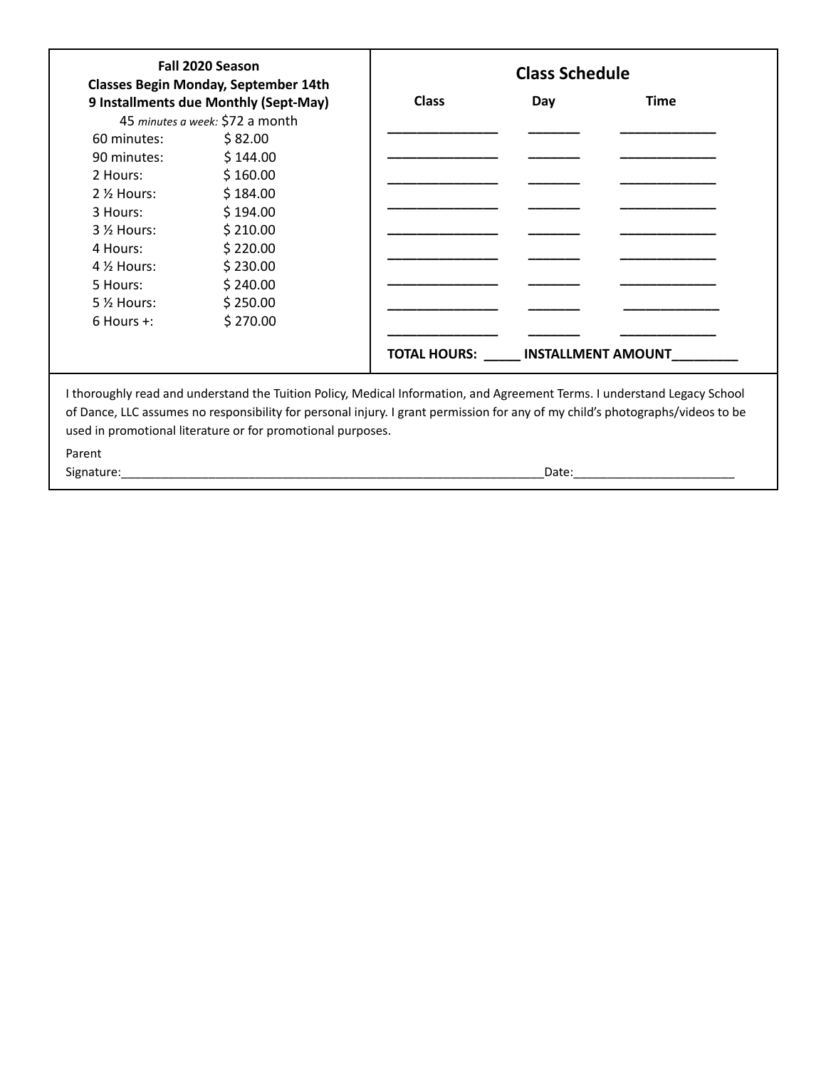**Fall 2020 Season**
**Classes Begin Monday, September 14th**
**9 Installments due Monthly (Sept-May)**

45 *minutes a week:* $72 a month

| | |
|---|---|
| 60 minutes: | $ 82.00 |
| 90 minutes: | $ 144.00 |
| 2 Hours: | $ 160.00 |
| 2 ½ Hours: | $ 184.00 |
| 3 Hours: | $ 194.00 |
| 3 ½ Hours: | $ 210.00 |
| 4 Hours: | $ 220.00 |
| 4 ½ Hours: | $ 230.00 |
| 5 Hours: | $ 240.00 |
| 5 ½ Hours: | $ 250.00 |
| 6 Hours +: | $ 270.00 |

## Class Schedule

| Class | Day | Time |
|---|---|---|
| ______________ | _______ | _____________ |
| ______________ | _______ | _____________ |
| ______________ | _______ | _____________ |
| ______________ | _______ | _____________ |
| ______________ | _______ | _____________ |
| ______________ | _______ | _____________ |
| ______________ | _______ | _____________ |
| ______________ | _______ | _____________ |
| ______________ | _______ | _____________ |

**TOTAL HOURS:** _____ **INSTALLMENT AMOUNT**_________

I thoroughly read and understand the Tuition Policy, Medical Information, and Agreement Terms. I understand Legacy School of Dance, LLC assumes no responsibility for personal injury. I grant permission for any of my child's photographs/videos to be used in promotional literature or for promotional purposes.

Parent
Signature:____________________________________________________________________Date:_________________________